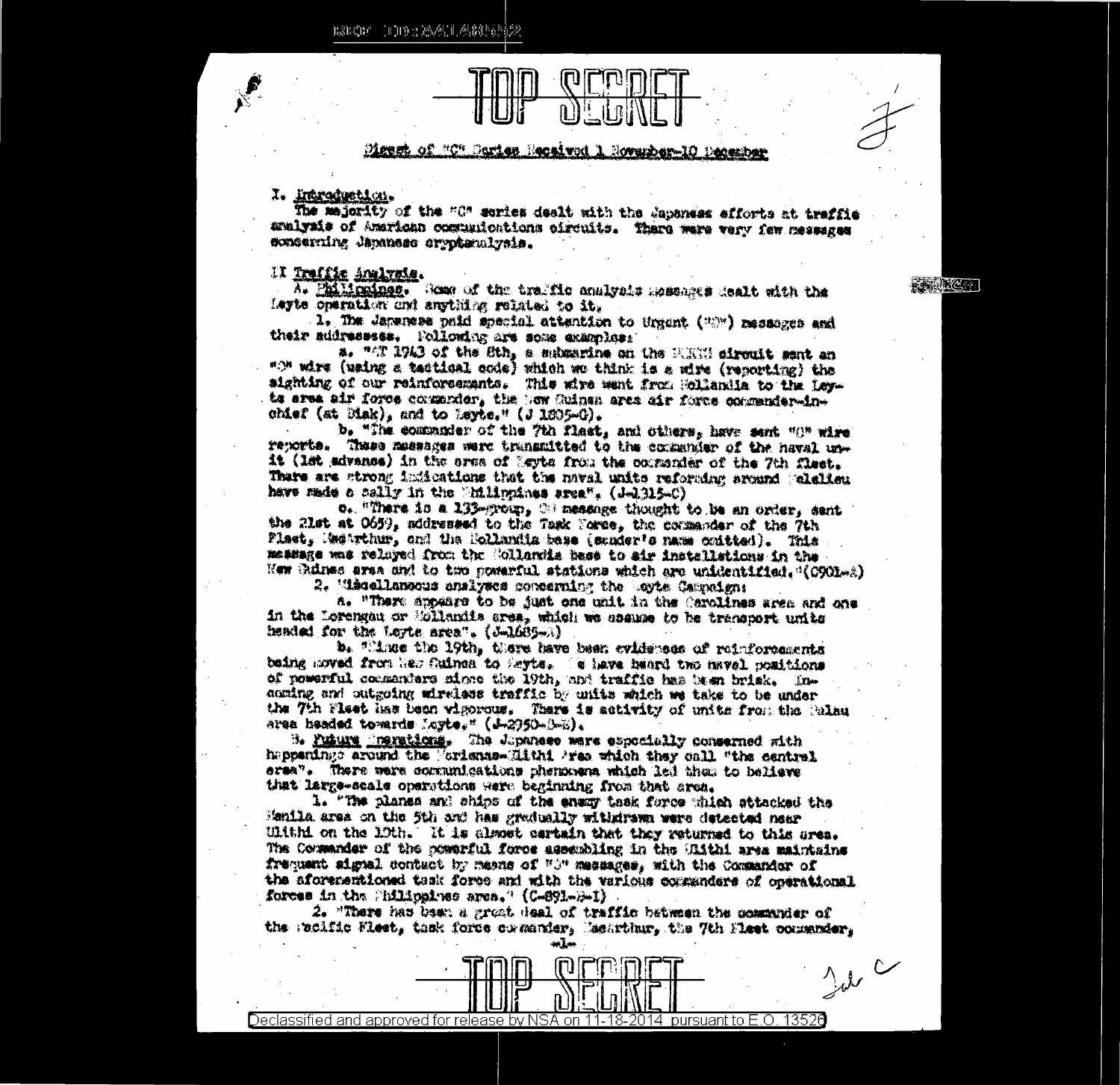# TOP SECRET

Digest of "C" Series Received 1 November-10 December

I. Introduction.

The majority of the "C" series dealt with the Japanese efforts at traffic analysis of American communications circuits. There were very few messages concerning Japanese cryptanalysis.

II Traffic Analysis.

A. Philippines. Some of the traffic analysis messages dealt with the Leyte operation and anything related to it.

1. The Japanese paid special attention to Urgent ("O") messages and their addresses. Following are some examples:

a. "AT 1943 of the 8th, a submarine on the PURH circuit sent an "O" wire (using a tactical code) which we think is a wire (reporting) the sighting of our reinforcements. This wire went from Hollandia to the Leyte area air force commander, the New Guinea area air force commander-in-chief (at Biak), and to Leyte." (J 1805-C).

b. "The commander of the 7th fleet, and others, have sent "O" wire reports. These messages were transmitted to the commander of the naval unit (1st advance) in the area of Leyte from the commander of the 7th fleet. There are strong indications that the naval units refording around Helalieu have made a sally in the Philippines area". (J-1315-C)

c. "There is a 133-group, O message thought to be an order, sent the 21st at 0659, addressed to the Task Force, the commander of the 7th Fleet, MacArthur, and the Hollandia base (sender's name omitted). This message was relayed from the Hollandia base to air installations in the New Guinea area and to two powerful stations which are unidentified."(C901-A)

2. Miscellaneous analyses concerning the Leyte Campaign:

a. "There appears to be just one unit in the Carolines area and one in the Lorengau or Hollandia area, which we assume to be transport units headed for the Leyte area". (J-1685-A)

b. "Since the 19th, there have been evidences of reinforcements being moved from New Guinea to Leyte. We have heard two naval positions of powerful commanders since the 19th, and traffic has been brisk. Incoming and outgoing wireless traffic by units which we take to be under the 7th Fleet has been vigorous. There is activity of units from the Palau area headed towards Leyte." (J-2750-B-B).

B. Future Operations. The Japanese were especially concerned with happenings around the Marianas-Ulithi Area which they call "the central area". There were communications phenomena which led them to believe that large-scale operations were beginning from that area.

1. "The planes and ships of the enemy task force which attacked the Manila area on the 5th and has gradually withdrawn were detected near Ulithi on the 10th. It is almost certain that they returned to this area. The Commander of the powerful force assembling in the Ulithi area maintains frequent signal contact by means of "O" messages, with the Commander of the aforementioned task force and with the various commanders of operational forces in the Philippines area." (C-891-B-I)

2. "There has been a great deal of traffic between the commander of the Pacific Fleet, task force commander, MacArthur, the 7th Fleet commander,

# TOP SECRET

Declassified and approved for release by NSA on 11-18-2014 pursuant to E.O. 13526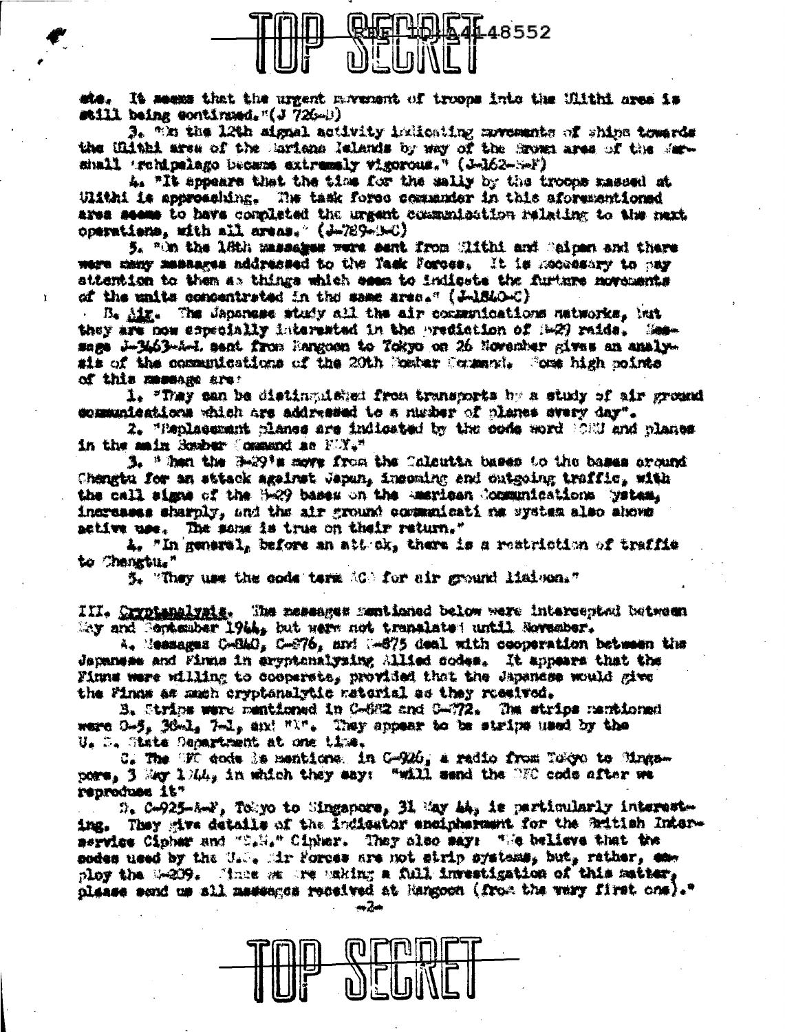etc. It seems that the urgent movement of troops into the Ulithi area is still being continued." (J 726-B)

3. "On the 12th signal activity indicating movements of ships towards the Ulithi area of the Mariana Islands by way of the Brown area of the Marshall Archipelago became extremely vigorous." (J-162-S-F)

4. "It appears that the time for the sally by the troops massed at Ulithi is approaching. The task force commander in this aforementioned area seems to have completed the urgent communication relating to the next operations, with all areas." (J-789-D-C)

5. "On the 18th messages were sent from Ulithi and Saipan and there were many messages addressed to the Task Forces. It is necessary to pay attention to them as things which seem to indicate the furture movements of the units concentrated in the same area." (J-1840-C)

B. Air. The Japanese study all the air communications networks, but they are now especially interested in the prediction of B-29 raids. Message J-3463-A-I sent from Rangoon to Tokyo on 26 November gives an analysis of the communications of the 20th Bomber Command. Some high points of this message are:

1. "They can be distinguished from transports by a study of air ground communications which are addressed to a number of planes every day".

2. "Replacement planes are indicated by the code word ONRU and planes in the main Bomber Command as FOX."

3. "When the B-29's move from the Calcutta bases to the bases around Chengtu for an attack against Japan, incoming and outgoing traffic, with the call signs of the B-29 bases on the American Communications System, increases sharply, and the air ground communications system also shows active use. The same is true on their return."

4. "In general, before an attack, there is a restriction of traffic to Chengtu."

5. "They use the code term ACA for air ground liaison."

III. Cryptanalysis. The messages mentioned below were intercepted between May and September 1944, but were not translated until November.

A. Messages C-840, C-876, and C-875 deal with cooperation between the Japanese and Finns in cryptanalyzing Allied codes. It appears that the Finns were willing to cooperate, provided that the Japanese would give the Finns as much cryptanalytic material as they received.

B. Strips were mentioned in C-882 and C-772. The strips mentioned were O-5, 30-1, 7-1, and "X". They appear to be strips used by the U. S. State Department at one time.

C. The SPC code is mentioned in C-926, a radio from Tokyo to Singapore, 3 May 1944, in which they say: "will send the SPC code after we reproduce it"

D. C-925-A-F, Tokyo to Singapore, 31 May 44, is particularly interesting. They give details of the indicator encipherment for the British Interservice Cipher and "R.N." Cipher. They also say: "We believe that the codes used by the U.S. Air Forces are not strip systems, but, rather, employ the M-209. Since we are making a full investigation of this matter, please send us all messages received at Rangoon (from the very first one)."